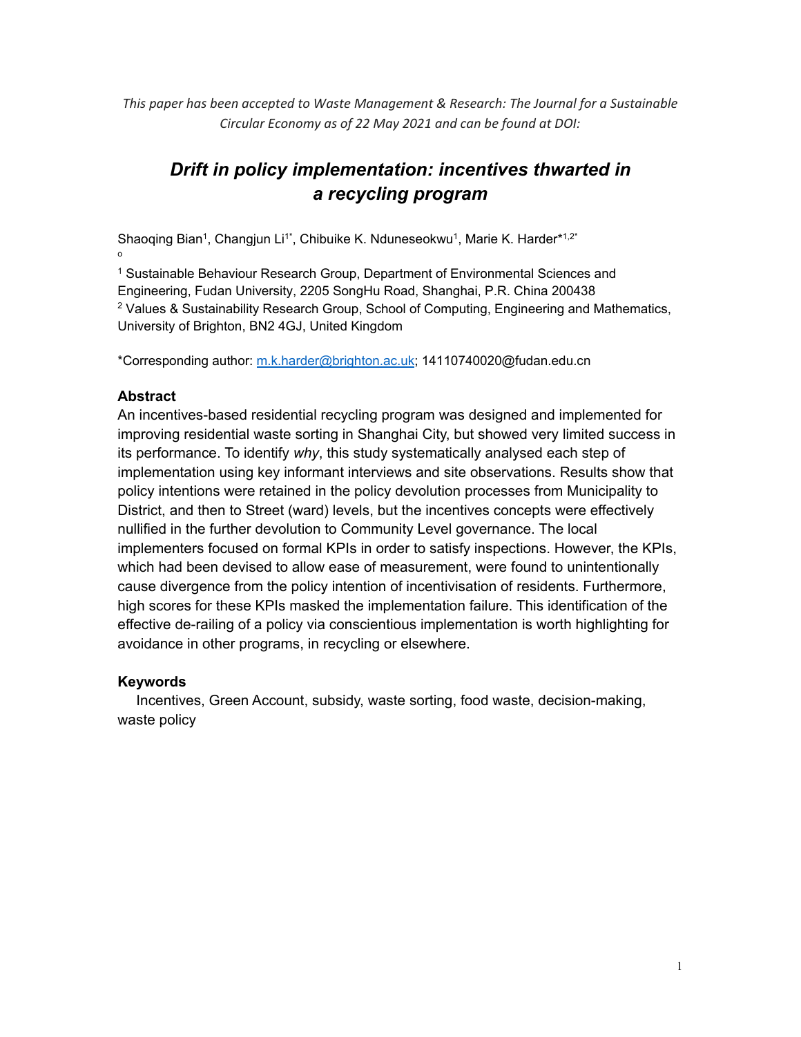*This paper has been accepted to Waste Management & Research: The Journal for a Sustainable Circular Economy as of 22 May 2021 and can be found at DOI:*

# *Drift in policy implementation: incentives thwarted in a recycling program*

Shaoqing Bian[1], Changjun Li[1*], Chibuike K. Nduneseokwu[1], Marie K. Harder*[1,2*]
o

[1] Sustainable Behaviour Research Group, Department of Environmental Sciences and Engineering, Fudan University, 2205 SongHu Road, Shanghai, P.R. China 200438
[2] Values & Sustainability Research Group, School of Computing, Engineering and Mathematics, University of Brighton, BN2 4GJ, United Kingdom

*Corresponding author: m.k.harder@brighton.ac.uk; 14110740020@fudan.edu.cn

## Abstract

An incentives-based residential recycling program was designed and implemented for improving residential waste sorting in Shanghai City, but showed very limited success in its performance. To identify *why*, this study systematically analysed each step of implementation using key informant interviews and site observations. Results show that policy intentions were retained in the policy devolution processes from Municipality to District, and then to Street (ward) levels, but the incentives concepts were effectively nullified in the further devolution to Community Level governance. The local implementers focused on formal KPIs in order to satisfy inspections. However, the KPIs, which had been devised to allow ease of measurement, were found to unintentionally cause divergence from the policy intention of incentivisation of residents. Furthermore, high scores for these KPIs masked the implementation failure. This identification of the effective de-railing of a policy via conscientious implementation is worth highlighting for avoidance in other programs, in recycling or elsewhere.

## Keywords

Incentives, Green Account, subsidy, waste sorting, food waste, decision-making, waste policy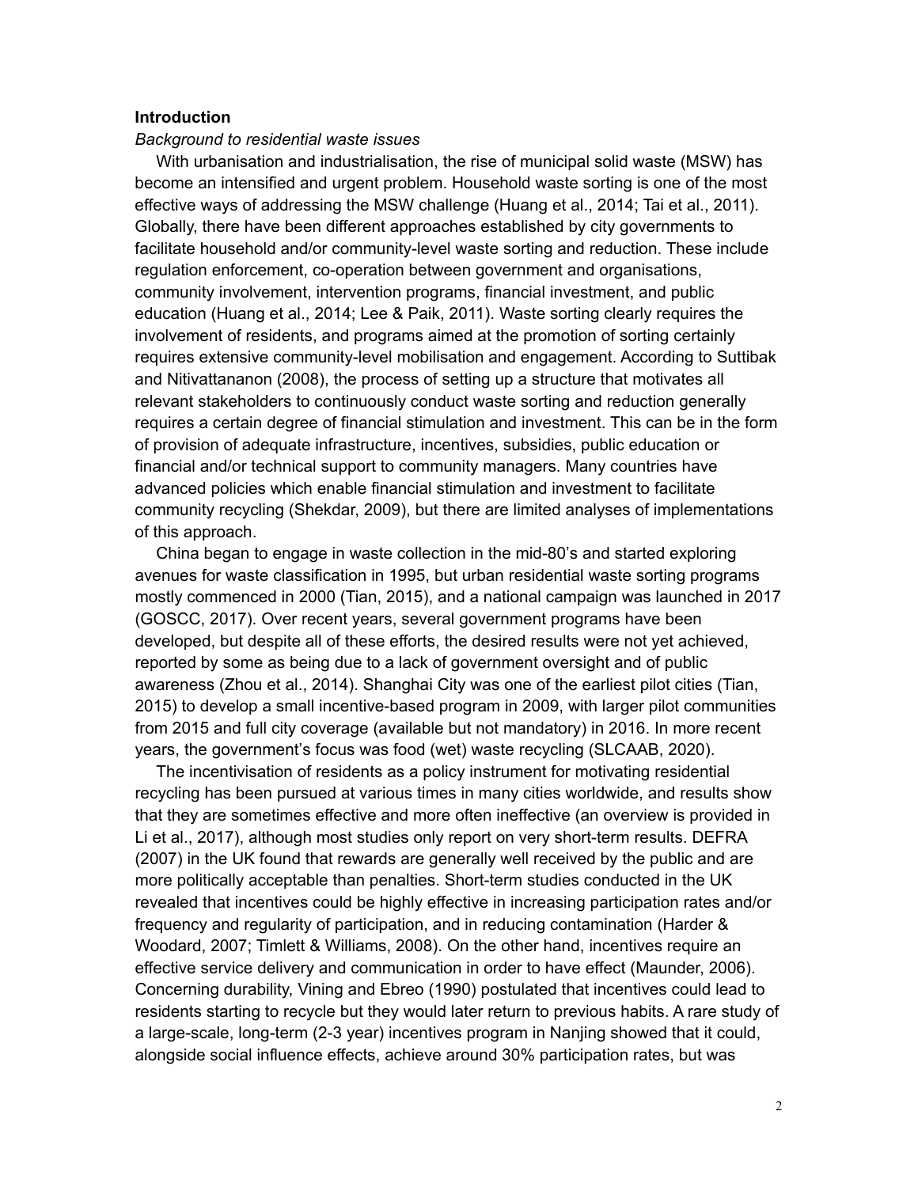**Introduction**

*Background to residential waste issues*

With urbanisation and industrialisation, the rise of municipal solid waste (MSW) has become an intensified and urgent problem. Household waste sorting is one of the most effective ways of addressing the MSW challenge (Huang et al., 2014; Tai et al., 2011). Globally, there have been different approaches established by city governments to facilitate household and/or community-level waste sorting and reduction. These include regulation enforcement, co-operation between government and organisations, community involvement, intervention programs, financial investment, and public education (Huang et al., 2014; Lee & Paik, 2011). Waste sorting clearly requires the involvement of residents, and programs aimed at the promotion of sorting certainly requires extensive community-level mobilisation and engagement. According to Suttibak and Nitivattananon (2008), the process of setting up a structure that motivates all relevant stakeholders to continuously conduct waste sorting and reduction generally requires a certain degree of financial stimulation and investment. This can be in the form of provision of adequate infrastructure, incentives, subsidies, public education or financial and/or technical support to community managers. Many countries have advanced policies which enable financial stimulation and investment to facilitate community recycling (Shekdar, 2009), but there are limited analyses of implementations of this approach.

China began to engage in waste collection in the mid-80's and started exploring avenues for waste classification in 1995, but urban residential waste sorting programs mostly commenced in 2000 (Tian, 2015), and a national campaign was launched in 2017 (GOSCC, 2017). Over recent years, several government programs have been developed, but despite all of these efforts, the desired results were not yet achieved, reported by some as being due to a lack of government oversight and of public awareness (Zhou et al., 2014). Shanghai City was one of the earliest pilot cities (Tian, 2015) to develop a small incentive-based program in 2009, with larger pilot communities from 2015 and full city coverage (available but not mandatory) in 2016. In more recent years, the government's focus was food (wet) waste recycling (SLCAAB, 2020).

The incentivisation of residents as a policy instrument for motivating residential recycling has been pursued at various times in many cities worldwide, and results show that they are sometimes effective and more often ineffective (an overview is provided in Li et al., 2017), although most studies only report on very short-term results. DEFRA (2007) in the UK found that rewards are generally well received by the public and are more politically acceptable than penalties. Short-term studies conducted in the UK revealed that incentives could be highly effective in increasing participation rates and/or frequency and regularity of participation, and in reducing contamination (Harder & Woodard, 2007; Timlett & Williams, 2008). On the other hand, incentives require an effective service delivery and communication in order to have effect (Maunder, 2006). Concerning durability, Vining and Ebreo (1990) postulated that incentives could lead to residents starting to recycle but they would later return to previous habits. A rare study of a large-scale, long-term (2-3 year) incentives program in Nanjing showed that it could, alongside social influence effects, achieve around 30% participation rates, but was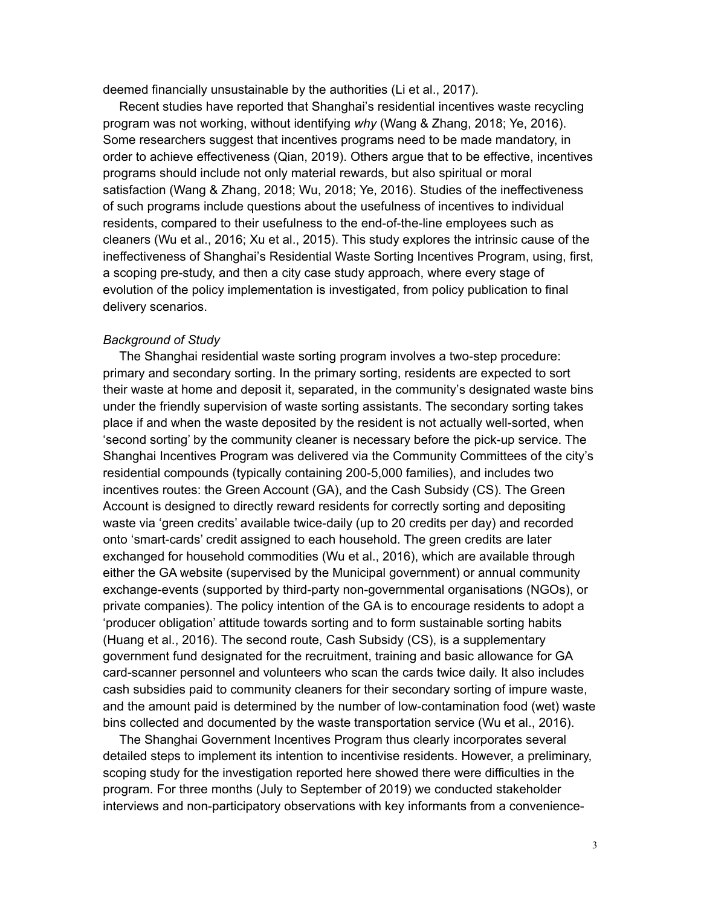deemed financially unsustainable by the authorities (Li et al., 2017).

Recent studies have reported that Shanghai's residential incentives waste recycling program was not working, without identifying *why* (Wang & Zhang, 2018; Ye, 2016). Some researchers suggest that incentives programs need to be made mandatory, in order to achieve effectiveness (Qian, 2019). Others argue that to be effective, incentives programs should include not only material rewards, but also spiritual or moral satisfaction (Wang & Zhang, 2018; Wu, 2018; Ye, 2016). Studies of the ineffectiveness of such programs include questions about the usefulness of incentives to individual residents, compared to their usefulness to the end-of-the-line employees such as cleaners (Wu et al., 2016; Xu et al., 2015). This study explores the intrinsic cause of the ineffectiveness of Shanghai's Residential Waste Sorting Incentives Program, using, first, a scoping pre-study, and then a city case study approach, where every stage of evolution of the policy implementation is investigated, from policy publication to final delivery scenarios.

*Background of Study*

The Shanghai residential waste sorting program involves a two-step procedure: primary and secondary sorting. In the primary sorting, residents are expected to sort their waste at home and deposit it, separated, in the community's designated waste bins under the friendly supervision of waste sorting assistants. The secondary sorting takes place if and when the waste deposited by the resident is not actually well-sorted, when 'second sorting' by the community cleaner is necessary before the pick-up service. The Shanghai Incentives Program was delivered via the Community Committees of the city's residential compounds (typically containing 200-5,000 families), and includes two incentives routes: the Green Account (GA), and the Cash Subsidy (CS). The Green Account is designed to directly reward residents for correctly sorting and depositing waste via 'green credits' available twice-daily (up to 20 credits per day) and recorded onto 'smart-cards' credit assigned to each household. The green credits are later exchanged for household commodities (Wu et al., 2016), which are available through either the GA website (supervised by the Municipal government) or annual community exchange-events (supported by third-party non-governmental organisations (NGOs), or private companies). The policy intention of the GA is to encourage residents to adopt a 'producer obligation' attitude towards sorting and to form sustainable sorting habits (Huang et al., 2016). The second route, Cash Subsidy (CS), is a supplementary government fund designated for the recruitment, training and basic allowance for GA card-scanner personnel and volunteers who scan the cards twice daily. It also includes cash subsidies paid to community cleaners for their secondary sorting of impure waste, and the amount paid is determined by the number of low-contamination food (wet) waste bins collected and documented by the waste transportation service (Wu et al., 2016).

The Shanghai Government Incentives Program thus clearly incorporates several detailed steps to implement its intention to incentivise residents. However, a preliminary, scoping study for the investigation reported here showed there were difficulties in the program. For three months (July to September of 2019) we conducted stakeholder interviews and non-participatory observations with key informants from a convenience-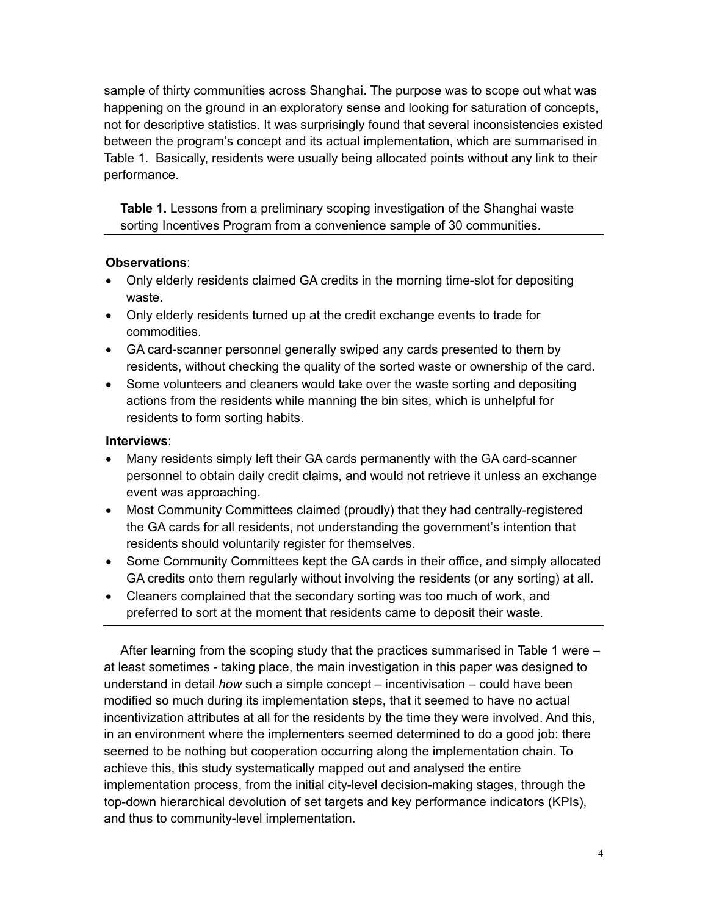sample of thirty communities across Shanghai. The purpose was to scope out what was happening on the ground in an exploratory sense and looking for saturation of concepts, not for descriptive statistics. It was surprisingly found that several inconsistencies existed between the program's concept and its actual implementation, which are summarised in Table 1. Basically, residents were usually being allocated points without any link to their performance.

**Table 1.** Lessons from a preliminary scoping investigation of the Shanghai waste sorting Incentives Program from a convenience sample of 30 communities.

**Observations**:

- Only elderly residents claimed GA credits in the morning time-slot for depositing waste.
- Only elderly residents turned up at the credit exchange events to trade for commodities.
- GA card-scanner personnel generally swiped any cards presented to them by residents, without checking the quality of the sorted waste or ownership of the card.
- Some volunteers and cleaners would take over the waste sorting and depositing actions from the residents while manning the bin sites, which is unhelpful for residents to form sorting habits.

**Interviews**:

- Many residents simply left their GA cards permanently with the GA card-scanner personnel to obtain daily credit claims, and would not retrieve it unless an exchange event was approaching.
- Most Community Committees claimed (proudly) that they had centrally-registered the GA cards for all residents, not understanding the government's intention that residents should voluntarily register for themselves.
- Some Community Committees kept the GA cards in their office, and simply allocated GA credits onto them regularly without involving the residents (or any sorting) at all.
- Cleaners complained that the secondary sorting was too much of work, and preferred to sort at the moment that residents came to deposit their waste.

After learning from the scoping study that the practices summarised in Table 1 were – at least sometimes - taking place, the main investigation in this paper was designed to understand in detail *how* such a simple concept – incentivisation – could have been modified so much during its implementation steps, that it seemed to have no actual incentivization attributes at all for the residents by the time they were involved. And this, in an environment where the implementers seemed determined to do a good job: there seemed to be nothing but cooperation occurring along the implementation chain. To achieve this, this study systematically mapped out and analysed the entire implementation process, from the initial city-level decision-making stages, through the top-down hierarchical devolution of set targets and key performance indicators (KPIs), and thus to community-level implementation.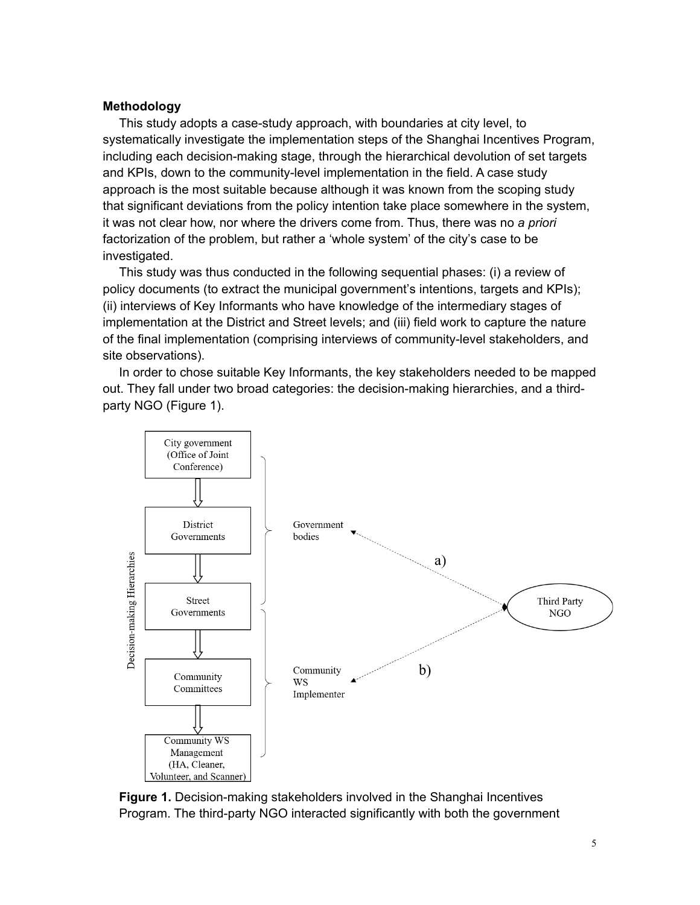**Methodology**

This study adopts a case-study approach, with boundaries at city level, to systematically investigate the implementation steps of the Shanghai Incentives Program, including each decision-making stage, through the hierarchical devolution of set targets and KPIs, down to the community-level implementation in the field. A case study approach is the most suitable because although it was known from the scoping study that significant deviations from the policy intention take place somewhere in the system, it was not clear how, nor where the drivers come from. Thus, there was no *a priori* factorization of the problem, but rather a 'whole system' of the city's case to be investigated.

This study was thus conducted in the following sequential phases: (i) a review of policy documents (to extract the municipal government's intentions, targets and KPIs); (ii) interviews of Key Informants who have knowledge of the intermediary stages of implementation at the District and Street levels; and (iii) field work to capture the nature of the final implementation (comprising interviews of community-level stakeholders, and site observations).

In order to chose suitable Key Informants, the key stakeholders needed to be mapped out. They fall under two broad categories: the decision-making hierarchies, and a third-party NGO (Figure 1).

**Figure 1.** Decision-making stakeholders involved in the Shanghai Incentives Program. The third-party NGO interacted significantly with both the government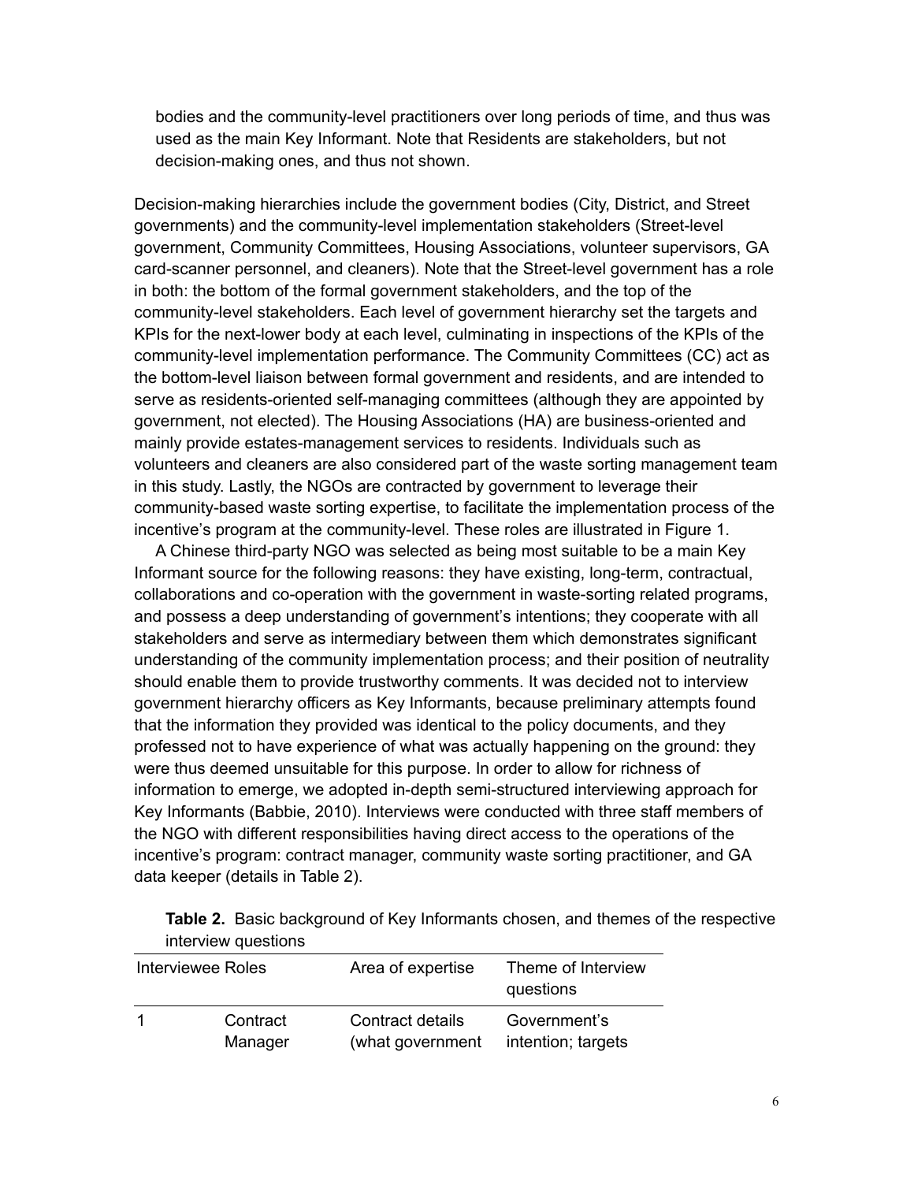bodies and the community-level practitioners over long periods of time, and thus was used as the main Key Informant. Note that Residents are stakeholders, but not decision-making ones, and thus not shown.

Decision-making hierarchies include the government bodies (City, District, and Street governments) and the community-level implementation stakeholders (Street-level government, Community Committees, Housing Associations, volunteer supervisors, GA card-scanner personnel, and cleaners). Note that the Street-level government has a role in both: the bottom of the formal government stakeholders, and the top of the community-level stakeholders. Each level of government hierarchy set the targets and KPIs for the next-lower body at each level, culminating in inspections of the KPIs of the community-level implementation performance. The Community Committees (CC) act as the bottom-level liaison between formal government and residents, and are intended to serve as residents-oriented self-managing committees (although they are appointed by government, not elected). The Housing Associations (HA) are business-oriented and mainly provide estates-management services to residents. Individuals such as volunteers and cleaners are also considered part of the waste sorting management team in this study. Lastly, the NGOs are contracted by government to leverage their community-based waste sorting expertise, to facilitate the implementation process of the incentive's program at the community-level. These roles are illustrated in Figure 1.

A Chinese third-party NGO was selected as being most suitable to be a main Key Informant source for the following reasons: they have existing, long-term, contractual, collaborations and co-operation with the government in waste-sorting related programs, and possess a deep understanding of government's intentions; they cooperate with all stakeholders and serve as intermediary between them which demonstrates significant understanding of the community implementation process; and their position of neutrality should enable them to provide trustworthy comments. It was decided not to interview government hierarchy officers as Key Informants, because preliminary attempts found that the information they provided was identical to the policy documents, and they professed not to have experience of what was actually happening on the ground: they were thus deemed unsuitable for this purpose. In order to allow for richness of information to emerge, we adopted in-depth semi-structured interviewing approach for Key Informants (Babbie, 2010). Interviews were conducted with three staff members of the NGO with different responsibilities having direct access to the operations of the incentive's program: contract manager, community waste sorting practitioner, and GA data keeper (details in Table 2).

**Table 2.** Basic background of Key Informants chosen, and themes of the respective interview questions

| Interviewee Roles | | Area of expertise | Theme of Interview questions |
|---|---|---|---|
| 1 | Contract Manager | Contract details (what government | Government's intention; targets |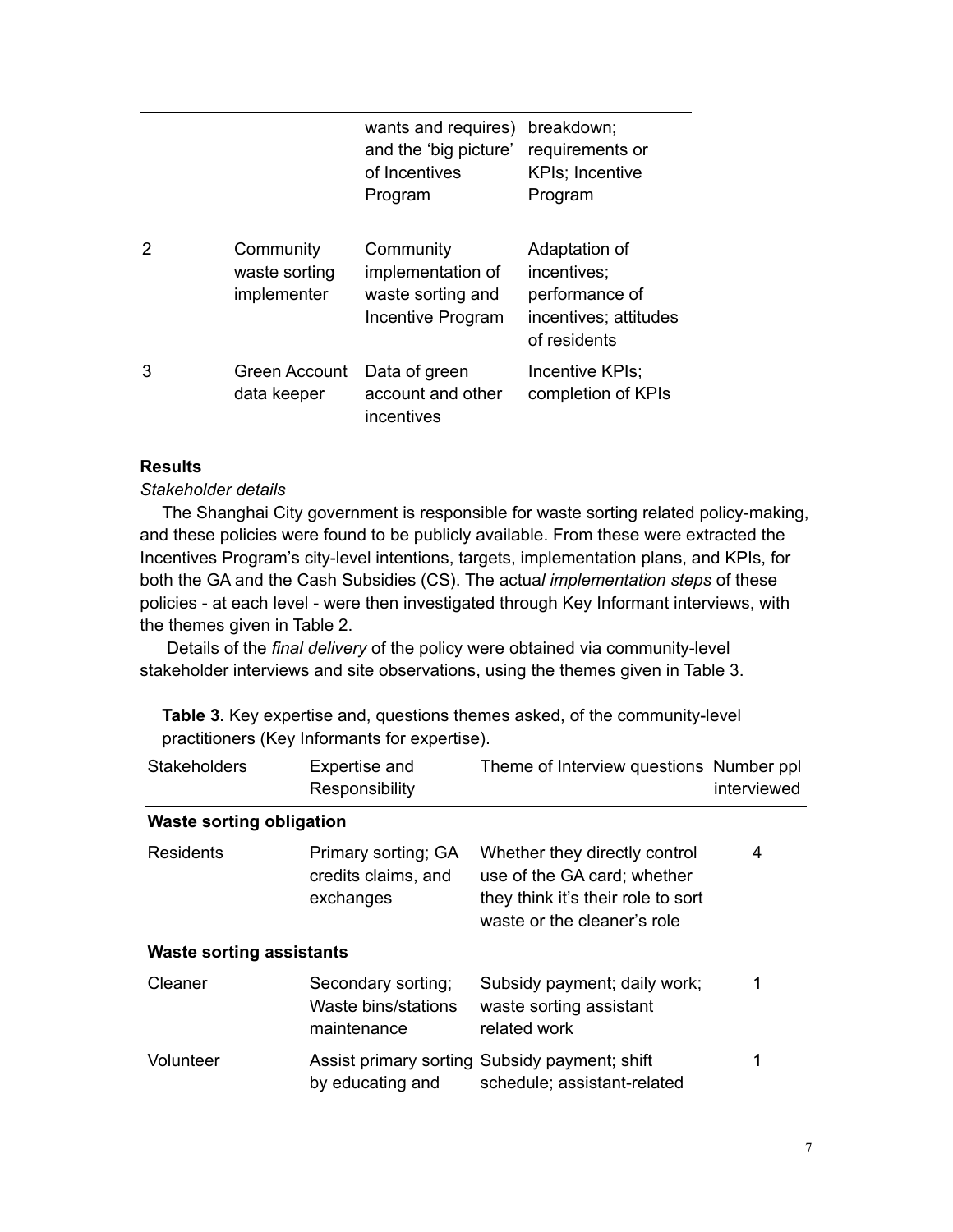| | | wants and requires) and the 'big picture' of Incentives Program | breakdown; requirements or KPIs; Incentive Program |
|---|---|---|---|
| 2 | Community waste sorting implementer | Community implementation of waste sorting and Incentive Program | Adaptation of incentives; performance of incentives; attitudes of residents |
| 3 | Green Account data keeper | Data of green account and other incentives | Incentive KPIs; completion of KPIs |

**Results**

*Stakeholder details*

The Shanghai City government is responsible for waste sorting related policy-making, and these policies were found to be publicly available. From these were extracted the Incentives Program's city-level intentions, targets, implementation plans, and KPIs, for both the GA and the Cash Subsidies (CS). The actua*l implementation steps* of these policies - at each level - were then investigated through Key Informant interviews, with the themes given in Table 2.

Details of the *final delivery* of the policy were obtained via community-level stakeholder interviews and site observations, using the themes given in Table 3.

**Table 3.** Key expertise and, questions themes asked, of the community-level practitioners (Key Informants for expertise).

| Stakeholders | Expertise and Responsibility | Theme of Interview questions | Number ppl interviewed |
|---|---|---|---|
| **Waste sorting obligation** | | | |
| Residents | Primary sorting; GA credits claims, and exchanges | Whether they directly control use of the GA card; whether they think it's their role to sort waste or the cleaner's role | 4 |
| **Waste sorting assistants** | | | |
| Cleaner | Secondary sorting; Waste bins/stations maintenance | Subsidy payment; daily work; waste sorting assistant related work | 1 |
| Volunteer | Assist primary sorting by educating and | Subsidy payment; shift schedule; assistant-related | 1 |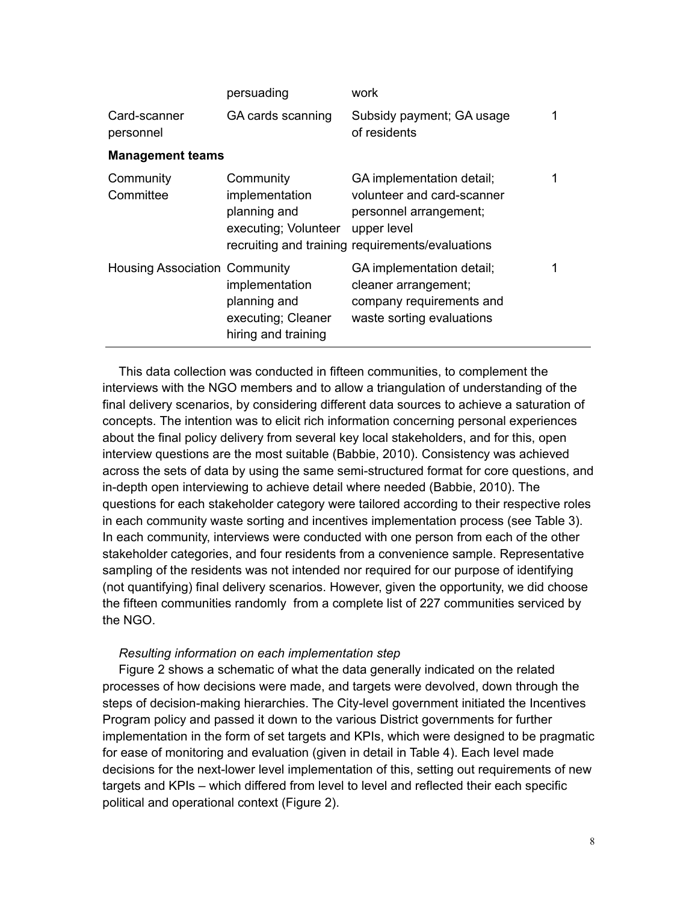| | persuading | work | |
|---|---|---|---|
| Card-scanner personnel | GA cards scanning | Subsidy payment; GA usage of residents | 1 |
| **Management teams** | | | |
| Community Committee | Community implementation planning and executing; Volunteer recruiting and training | GA implementation detail; volunteer and card-scanner personnel arrangement; upper level requirements/evaluations | 1 |
| Housing Association | Community implementation planning and executing; Cleaner hiring and training | GA implementation detail; cleaner arrangement; company requirements and waste sorting evaluations | 1 |

This data collection was conducted in fifteen communities, to complement the interviews with the NGO members and to allow a triangulation of understanding of the final delivery scenarios, by considering different data sources to achieve a saturation of concepts. The intention was to elicit rich information concerning personal experiences about the final policy delivery from several key local stakeholders, and for this, open interview questions are the most suitable (Babbie, 2010). Consistency was achieved across the sets of data by using the same semi-structured format for core questions, and in-depth open interviewing to achieve detail where needed (Babbie, 2010). The questions for each stakeholder category were tailored according to their respective roles in each community waste sorting and incentives implementation process (see Table 3). In each community, interviews were conducted with one person from each of the other stakeholder categories, and four residents from a convenience sample. Representative sampling of the residents was not intended nor required for our purpose of identifying (not quantifying) final delivery scenarios. However, given the opportunity, we did choose the fifteen communities randomly from a complete list of 227 communities serviced by the NGO.

*Resulting information on each implementation step*

Figure 2 shows a schematic of what the data generally indicated on the related processes of how decisions were made, and targets were devolved, down through the steps of decision-making hierarchies. The City-level government initiated the Incentives Program policy and passed it down to the various District governments for further implementation in the form of set targets and KPIs, which were designed to be pragmatic for ease of monitoring and evaluation (given in detail in Table 4). Each level made decisions for the next-lower level implementation of this, setting out requirements of new targets and KPIs – which differed from level to level and reflected their each specific political and operational context (Figure 2).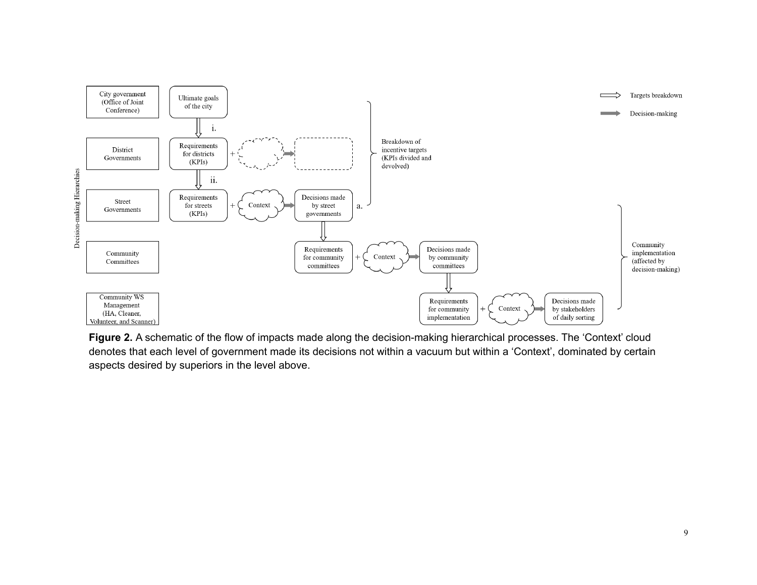**Figure 2.** A schematic of the flow of impacts made along the decision-making hierarchical processes. The 'Context' cloud denotes that each level of government made its decisions not within a vacuum but within a 'Context', dominated by certain aspects desired by superiors in the level above.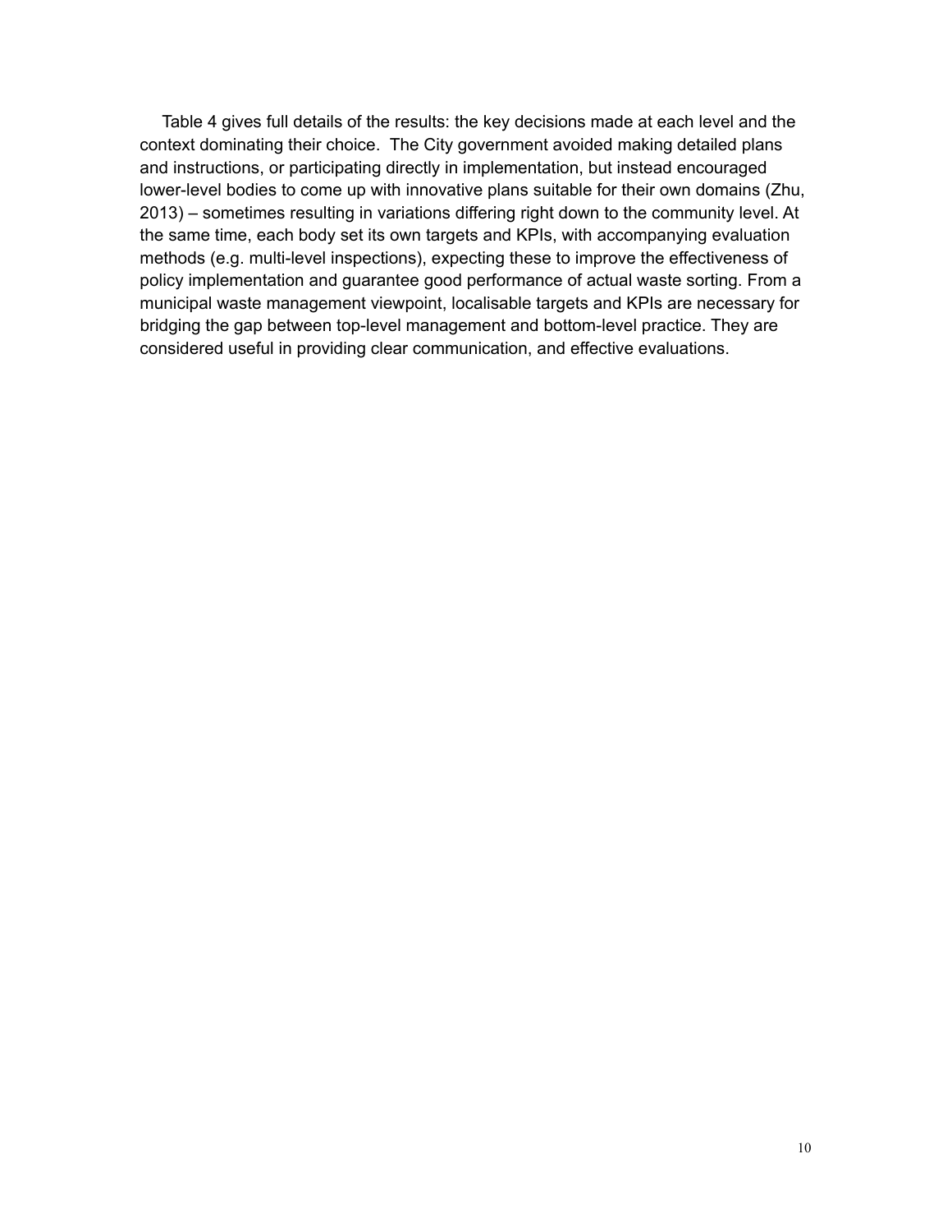Table 4 gives full details of the results: the key decisions made at each level and the context dominating their choice. The City government avoided making detailed plans and instructions, or participating directly in implementation, but instead encouraged lower-level bodies to come up with innovative plans suitable for their own domains (Zhu, 2013) – sometimes resulting in variations differing right down to the community level. At the same time, each body set its own targets and KPIs, with accompanying evaluation methods (e.g. multi-level inspections), expecting these to improve the effectiveness of policy implementation and guarantee good performance of actual waste sorting. From a municipal waste management viewpoint, localisable targets and KPIs are necessary for bridging the gap between top-level management and bottom-level practice. They are considered useful in providing clear communication, and effective evaluations.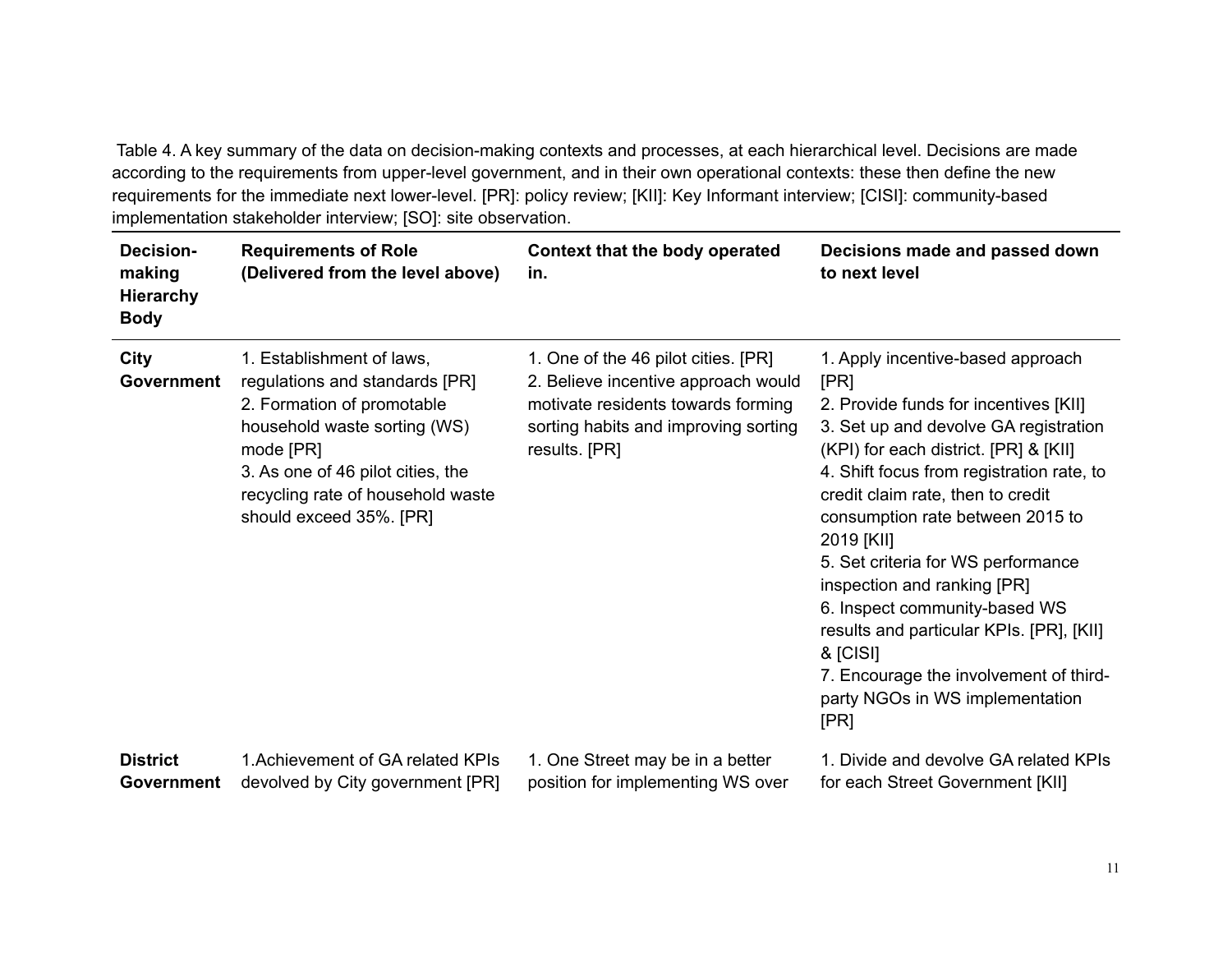Table 4. A key summary of the data on decision-making contexts and processes, at each hierarchical level. Decisions are made according to the requirements from upper-level government, and in their own operational contexts: these then define the new requirements for the immediate next lower-level. [PR]: policy review; [KII]: Key Informant interview; [CISI]: community-based implementation stakeholder interview; [SO]: site observation.

| Decision-making Hierarchy Body | Requirements of Role (Delivered from the level above) | Context that the body operated in. | Decisions made and passed down to next level |
|---|---|---|---|
| **City Government** | 1. Establishment of laws, regulations and standards [PR]<br>2. Formation of promotable household waste sorting (WS) mode [PR]<br>3. As one of 46 pilot cities, the recycling rate of household waste should exceed 35%. [PR] | 1. One of the 46 pilot cities. [PR]<br>2. Believe incentive approach would motivate residents towards forming sorting habits and improving sorting results. [PR] | 1. Apply incentive-based approach [PR]<br>2. Provide funds for incentives [KII]<br>3. Set up and devolve GA registration (KPI) for each district. [PR] & [KII]<br>4. Shift focus from registration rate, to credit claim rate, then to credit consumption rate between 2015 to 2019 [KII]<br>5. Set criteria for WS performance inspection and ranking [PR]<br>6. Inspect community-based WS results and particular KPIs. [PR], [KII] & [CISI]<br>7. Encourage the involvement of third-party NGOs in WS implementation [PR] |
| **District Government** | 1.Achievement of GA related KPIs devolved by City government [PR] | 1. One Street may be in a better position for implementing WS over | 1. Divide and devolve GA related KPIs for each Street Government [KII] |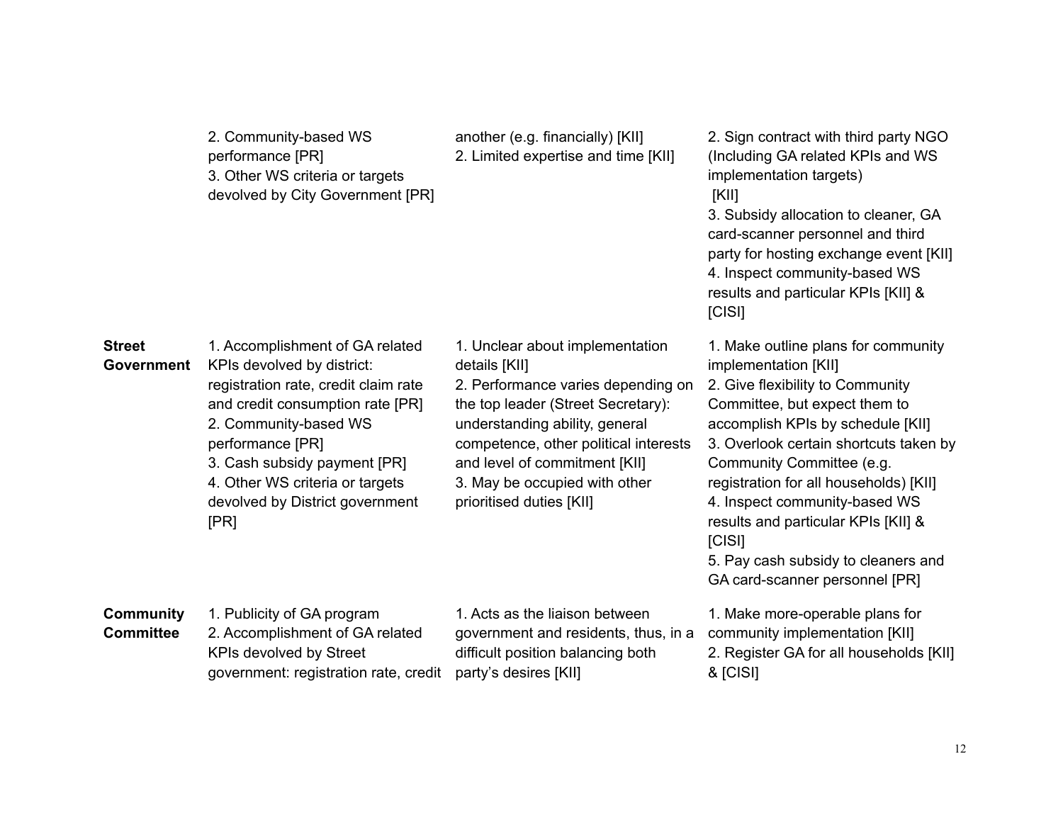| | | | |
|---|---|---|---|
| | 2. Community-based WS performance [PR]<br>3. Other WS criteria or targets devolved by City Government [PR] | another (e.g. financially) [KII]<br>2. Limited expertise and time [KII] | 2. Sign contract with third party NGO (Including GA related KPIs and WS implementation targets) [KII]<br>3. Subsidy allocation to cleaner, GA card-scanner personnel and third party for hosting exchange event [KII]<br>4. Inspect community-based WS results and particular KPIs [KII] & [CISI] |
| **Street Government** | 1. Accomplishment of GA related KPIs devolved by district: registration rate, credit claim rate and credit consumption rate [PR]<br>2. Community-based WS performance [PR]<br>3. Cash subsidy payment [PR]<br>4. Other WS criteria or targets devolved by District government [PR] | 1. Unclear about implementation details [KII]<br>2. Performance varies depending on the top leader (Street Secretary): understanding ability, general competence, other political interests and level of commitment [KII]<br>3. May be occupied with other prioritised duties [KII] | 1. Make outline plans for community implementation [KII]<br>2. Give flexibility to Community Committee, but expect them to accomplish KPIs by schedule [KII]<br>3. Overlook certain shortcuts taken by Community Committee (e.g. registration for all households) [KII]<br>4. Inspect community-based WS results and particular KPIs [KII] & [CISI]<br>5. Pay cash subsidy to cleaners and GA card-scanner personnel [PR] |
| **Community Committee** | 1. Publicity of GA program<br>2. Accomplishment of GA related KPIs devolved by Street government: registration rate, credit | 1. Acts as the liaison between government and residents, thus, in a difficult position balancing both party's desires [KII] | 1. Make more-operable plans for community implementation [KII]<br>2. Register GA for all households [KII] & [CISI] |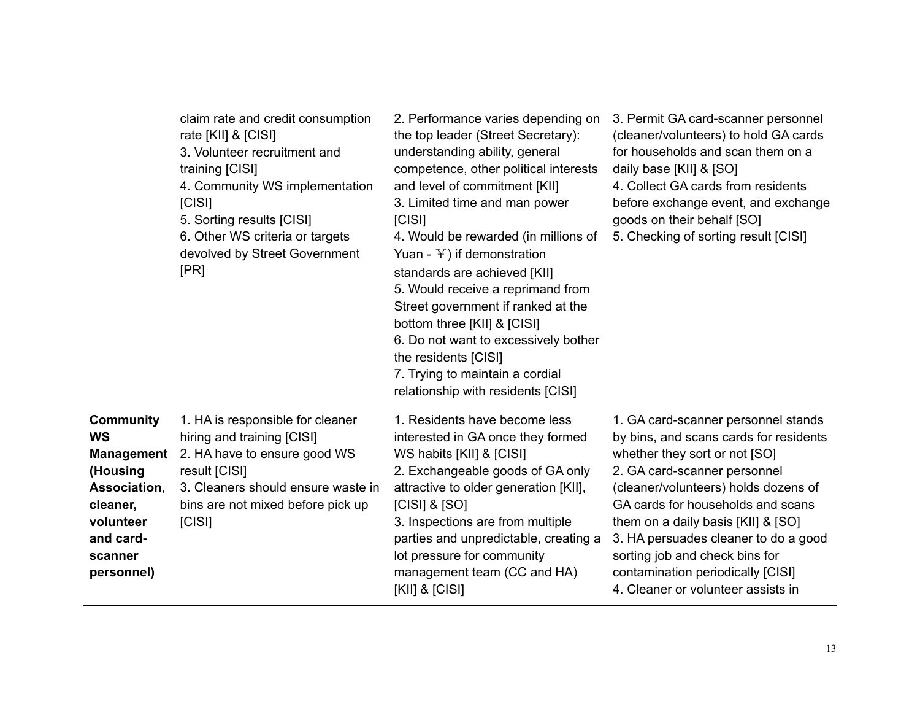| | | | |
|---|---|---|---|
| | claim rate and credit consumption rate [KII] & [CISI]<br>3. Volunteer recruitment and training [CISI]<br>4. Community WS implementation [CISI]<br>5. Sorting results [CISI]<br>6. Other WS criteria or targets devolved by Street Government [PR] | 2. Performance varies depending on the top leader (Street Secretary): understanding ability, general competence, other political interests and level of commitment [KII]<br>3. Limited time and man power [CISI]<br>4. Would be rewarded (in millions of Yuan - ￥) if demonstration standards are achieved [KII]<br>5. Would receive a reprimand from Street government if ranked at the bottom three [KII] & [CISI]<br>6. Do not want to excessively bother the residents [CISI]<br>7. Trying to maintain a cordial relationship with residents [CISI] | 3. Permit GA card-scanner personnel (cleaner/volunteers) to hold GA cards for households and scan them on a daily base [KII] & [SO]<br>4. Collect GA cards from residents before exchange event, and exchange goods on their behalf [SO]<br>5. Checking of sorting result [CISI] |
| **Community WS Management (Housing Association, cleaner, volunteer and card-scanner personnel)** | 1. HA is responsible for cleaner hiring and training [CISI]<br>2. HA have to ensure good WS result [CISI]<br>3. Cleaners should ensure waste in bins are not mixed before pick up [CISI] | 1. Residents have become less interested in GA once they formed WS habits [KII] & [CISI]<br>2. Exchangeable goods of GA only attractive to older generation [KII], [CISI] & [SO]<br>3. Inspections are from multiple parties and unpredictable, creating a lot pressure for community management team (CC and HA) [KII] & [CISI] | 1. GA card-scanner personnel stands by bins, and scans cards for residents whether they sort or not [SO]<br>2. GA card-scanner personnel (cleaner/volunteers) holds dozens of GA cards for households and scans them on a daily basis [KII] & [SO]<br>3. HA persuades cleaner to do a good sorting job and check bins for contamination periodically [CISI]<br>4. Cleaner or volunteer assists in |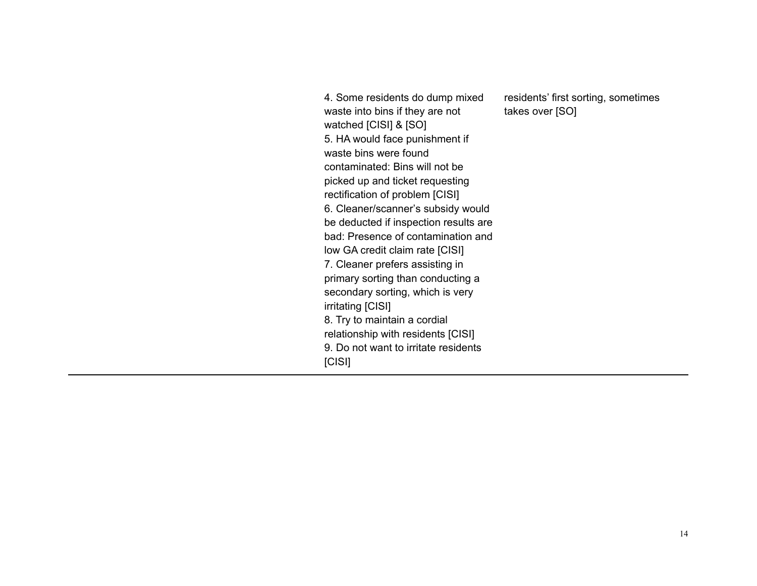| | | |
|---|---|---|
| | 4. Some residents do dump mixed waste into bins if they are not watched [CISI] & [SO]<br>5. HA would face punishment if waste bins were found contaminated: Bins will not be picked up and ticket requesting rectification of problem [CISI]<br>6. Cleaner/scanner's subsidy would be deducted if inspection results are bad: Presence of contamination and low GA credit claim rate [CISI]<br>7. Cleaner prefers assisting in primary sorting than conducting a secondary sorting, which is very irritating [CISI]<br>8. Try to maintain a cordial relationship with residents [CISI]<br>9. Do not want to irritate residents [CISI] | residents' first sorting, sometimes takes over [SO] |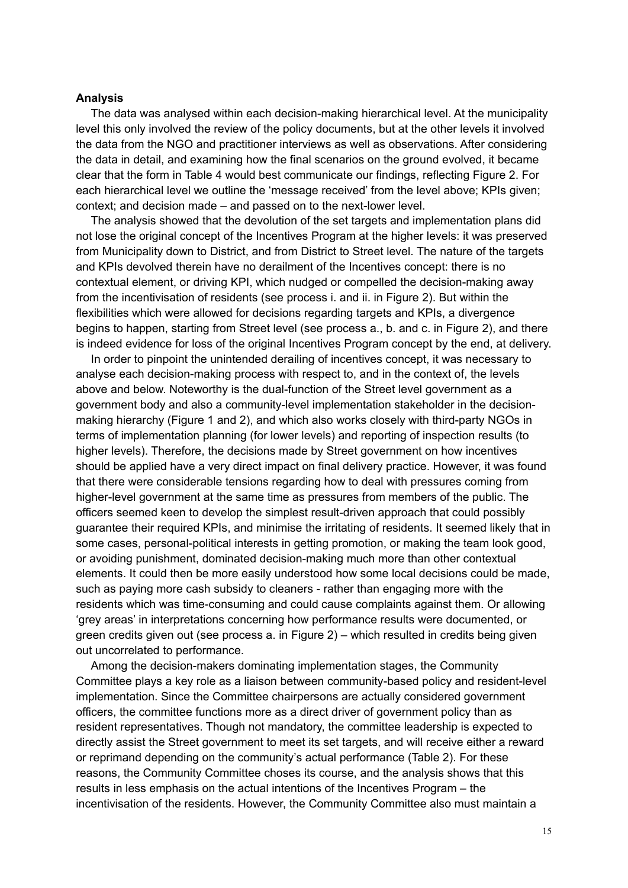**Analysis**

The data was analysed within each decision-making hierarchical level. At the municipality level this only involved the review of the policy documents, but at the other levels it involved the data from the NGO and practitioner interviews as well as observations. After considering the data in detail, and examining how the final scenarios on the ground evolved, it became clear that the form in Table 4 would best communicate our findings, reflecting Figure 2. For each hierarchical level we outline the 'message received' from the level above; KPIs given; context; and decision made – and passed on to the next-lower level.

The analysis showed that the devolution of the set targets and implementation plans did not lose the original concept of the Incentives Program at the higher levels: it was preserved from Municipality down to District, and from District to Street level. The nature of the targets and KPIs devolved therein have no derailment of the Incentives concept: there is no contextual element, or driving KPI, which nudged or compelled the decision-making away from the incentivisation of residents (see process i. and ii. in Figure 2). But within the flexibilities which were allowed for decisions regarding targets and KPIs, a divergence begins to happen, starting from Street level (see process a., b. and c. in Figure 2), and there is indeed evidence for loss of the original Incentives Program concept by the end, at delivery.

In order to pinpoint the unintended derailing of incentives concept, it was necessary to analyse each decision-making process with respect to, and in the context of, the levels above and below. Noteworthy is the dual-function of the Street level government as a government body and also a community-level implementation stakeholder in the decision-making hierarchy (Figure 1 and 2), and which also works closely with third-party NGOs in terms of implementation planning (for lower levels) and reporting of inspection results (to higher levels). Therefore, the decisions made by Street government on how incentives should be applied have a very direct impact on final delivery practice. However, it was found that there were considerable tensions regarding how to deal with pressures coming from higher-level government at the same time as pressures from members of the public. The officers seemed keen to develop the simplest result-driven approach that could possibly guarantee their required KPIs, and minimise the irritating of residents. It seemed likely that in some cases, personal-political interests in getting promotion, or making the team look good, or avoiding punishment, dominated decision-making much more than other contextual elements. It could then be more easily understood how some local decisions could be made, such as paying more cash subsidy to cleaners - rather than engaging more with the residents which was time-consuming and could cause complaints against them. Or allowing 'grey areas' in interpretations concerning how performance results were documented, or green credits given out (see process a. in Figure 2) – which resulted in credits being given out uncorrelated to performance.

Among the decision-makers dominating implementation stages, the Community Committee plays a key role as a liaison between community-based policy and resident-level implementation. Since the Committee chairpersons are actually considered government officers, the committee functions more as a direct driver of government policy than as resident representatives. Though not mandatory, the committee leadership is expected to directly assist the Street government to meet its set targets, and will receive either a reward or reprimand depending on the community's actual performance (Table 2). For these reasons, the Community Committee choses its course, and the analysis shows that this results in less emphasis on the actual intentions of the Incentives Program – the incentivisation of the residents. However, the Community Committee also must maintain a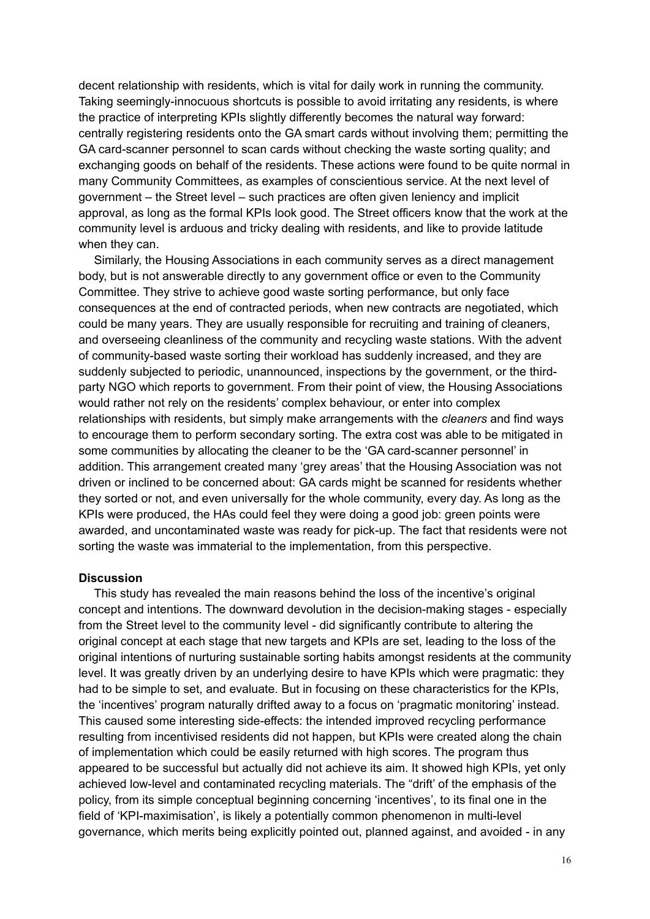decent relationship with residents, which is vital for daily work in running the community. Taking seemingly-innocuous shortcuts is possible to avoid irritating any residents, is where the practice of interpreting KPIs slightly differently becomes the natural way forward: centrally registering residents onto the GA smart cards without involving them; permitting the GA card-scanner personnel to scan cards without checking the waste sorting quality; and exchanging goods on behalf of the residents. These actions were found to be quite normal in many Community Committees, as examples of conscientious service. At the next level of government – the Street level – such practices are often given leniency and implicit approval, as long as the formal KPIs look good. The Street officers know that the work at the community level is arduous and tricky dealing with residents, and like to provide latitude when they can.

Similarly, the Housing Associations in each community serves as a direct management body, but is not answerable directly to any government office or even to the Community Committee. They strive to achieve good waste sorting performance, but only face consequences at the end of contracted periods, when new contracts are negotiated, which could be many years. They are usually responsible for recruiting and training of cleaners, and overseeing cleanliness of the community and recycling waste stations. With the advent of community-based waste sorting their workload has suddenly increased, and they are suddenly subjected to periodic, unannounced, inspections by the government, or the third-party NGO which reports to government. From their point of view, the Housing Associations would rather not rely on the residents' complex behaviour, or enter into complex relationships with residents, but simply make arrangements with the *cleaners* and find ways to encourage them to perform secondary sorting. The extra cost was able to be mitigated in some communities by allocating the cleaner to be the 'GA card-scanner personnel' in addition. This arrangement created many 'grey areas' that the Housing Association was not driven or inclined to be concerned about: GA cards might be scanned for residents whether they sorted or not, and even universally for the whole community, every day. As long as the KPIs were produced, the HAs could feel they were doing a good job: green points were awarded, and uncontaminated waste was ready for pick-up. The fact that residents were not sorting the waste was immaterial to the implementation, from this perspective.

**Discussion**

This study has revealed the main reasons behind the loss of the incentive's original concept and intentions. The downward devolution in the decision-making stages - especially from the Street level to the community level - did significantly contribute to altering the original concept at each stage that new targets and KPIs are set, leading to the loss of the original intentions of nurturing sustainable sorting habits amongst residents at the community level. It was greatly driven by an underlying desire to have KPIs which were pragmatic: they had to be simple to set, and evaluate. But in focusing on these characteristics for the KPIs, the 'incentives' program naturally drifted away to a focus on 'pragmatic monitoring' instead. This caused some interesting side-effects: the intended improved recycling performance resulting from incentivised residents did not happen, but KPIs were created along the chain of implementation which could be easily returned with high scores. The program thus appeared to be successful but actually did not achieve its aim. It showed high KPIs, yet only achieved low-level and contaminated recycling materials. The "drift' of the emphasis of the policy, from its simple conceptual beginning concerning 'incentives', to its final one in the field of 'KPI-maximisation', is likely a potentially common phenomenon in multi-level governance, which merits being explicitly pointed out, planned against, and avoided - in any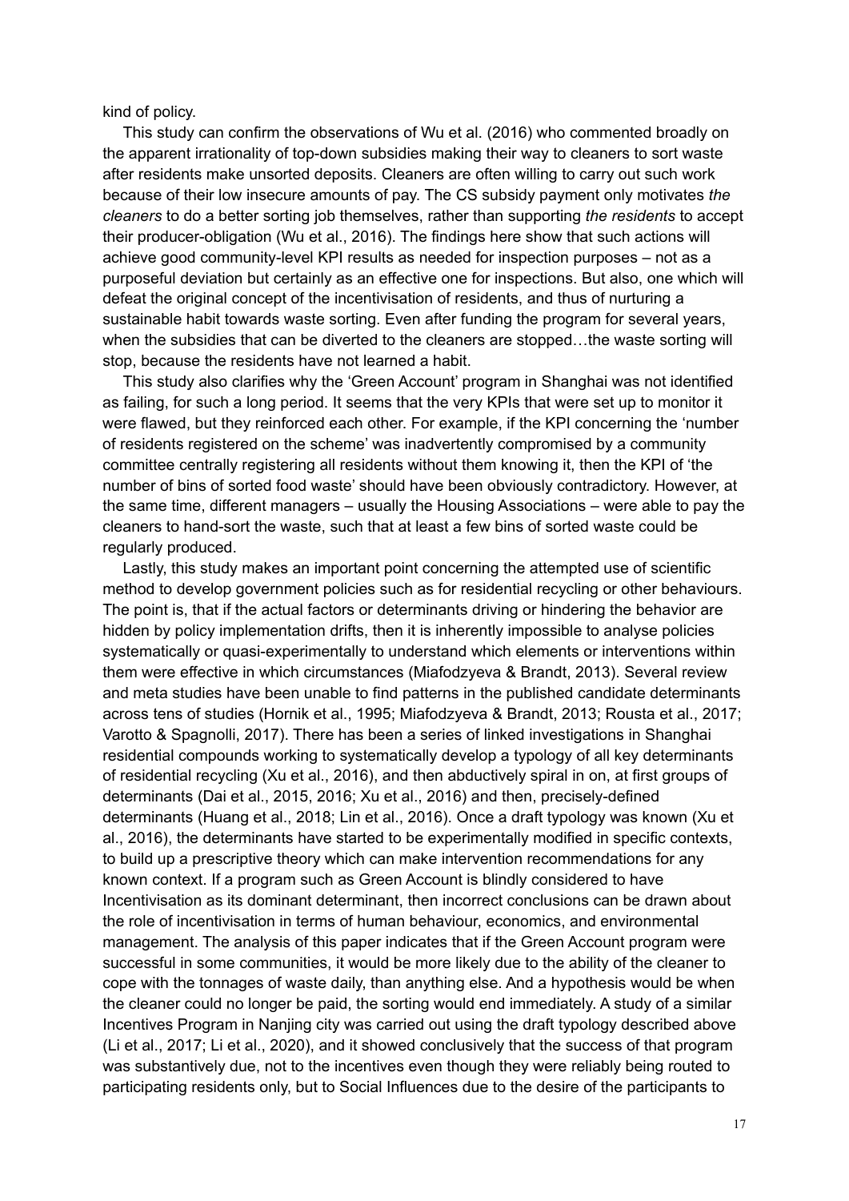kind of policy.

This study can confirm the observations of Wu et al. (2016) who commented broadly on the apparent irrationality of top-down subsidies making their way to cleaners to sort waste after residents make unsorted deposits. Cleaners are often willing to carry out such work because of their low insecure amounts of pay. The CS subsidy payment only motivates *the cleaners* to do a better sorting job themselves, rather than supporting *the residents* to accept their producer-obligation (Wu et al., 2016). The findings here show that such actions will achieve good community-level KPI results as needed for inspection purposes – not as a purposeful deviation but certainly as an effective one for inspections. But also, one which will defeat the original concept of the incentivisation of residents, and thus of nurturing a sustainable habit towards waste sorting. Even after funding the program for several years, when the subsidies that can be diverted to the cleaners are stopped…the waste sorting will stop, because the residents have not learned a habit.

This study also clarifies why the 'Green Account' program in Shanghai was not identified as failing, for such a long period. It seems that the very KPIs that were set up to monitor it were flawed, but they reinforced each other. For example, if the KPI concerning the 'number of residents registered on the scheme' was inadvertently compromised by a community committee centrally registering all residents without them knowing it, then the KPI of 'the number of bins of sorted food waste' should have been obviously contradictory. However, at the same time, different managers – usually the Housing Associations – were able to pay the cleaners to hand-sort the waste, such that at least a few bins of sorted waste could be regularly produced.

Lastly, this study makes an important point concerning the attempted use of scientific method to develop government policies such as for residential recycling or other behaviours. The point is, that if the actual factors or determinants driving or hindering the behavior are hidden by policy implementation drifts, then it is inherently impossible to analyse policies systematically or quasi-experimentally to understand which elements or interventions within them were effective in which circumstances (Miafodzyeva & Brandt, 2013). Several review and meta studies have been unable to find patterns in the published candidate determinants across tens of studies (Hornik et al., 1995; Miafodzyeva & Brandt, 2013; Rousta et al., 2017; Varotto & Spagnolli, 2017). There has been a series of linked investigations in Shanghai residential compounds working to systematically develop a typology of all key determinants of residential recycling (Xu et al., 2016), and then abductively spiral in on, at first groups of determinants (Dai et al., 2015, 2016; Xu et al., 2016) and then, precisely-defined determinants (Huang et al., 2018; Lin et al., 2016). Once a draft typology was known (Xu et al., 2016), the determinants have started to be experimentally modified in specific contexts, to build up a prescriptive theory which can make intervention recommendations for any known context. If a program such as Green Account is blindly considered to have Incentivisation as its dominant determinant, then incorrect conclusions can be drawn about the role of incentivisation in terms of human behaviour, economics, and environmental management. The analysis of this paper indicates that if the Green Account program were successful in some communities, it would be more likely due to the ability of the cleaner to cope with the tonnages of waste daily, than anything else. And a hypothesis would be when the cleaner could no longer be paid, the sorting would end immediately. A study of a similar Incentives Program in Nanjing city was carried out using the draft typology described above (Li et al., 2017; Li et al., 2020), and it showed conclusively that the success of that program was substantively due, not to the incentives even though they were reliably being routed to participating residents only, but to Social Influences due to the desire of the participants to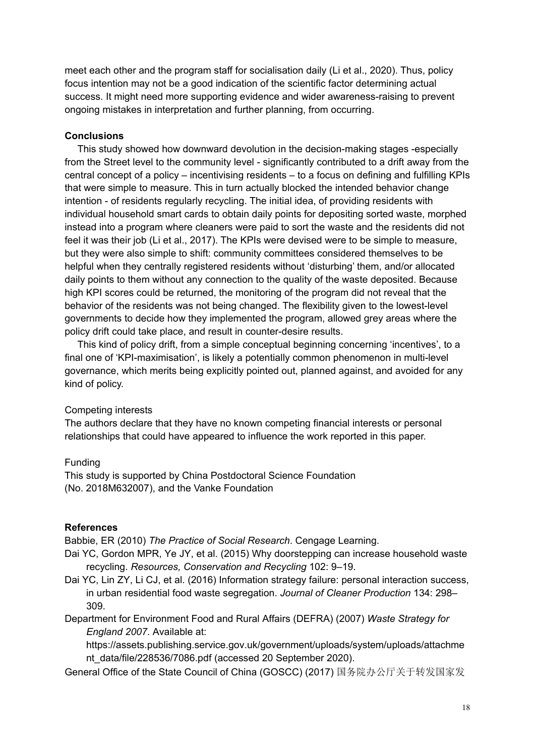meet each other and the program staff for socialisation daily (Li et al., 2020). Thus, policy focus intention may not be a good indication of the scientific factor determining actual success. It might need more supporting evidence and wider awareness-raising to prevent ongoing mistakes in interpretation and further planning, from occurring.

**Conclusions**

This study showed how downward devolution in the decision-making stages -especially from the Street level to the community level - significantly contributed to a drift away from the central concept of a policy – incentivising residents – to a focus on defining and fulfilling KPIs that were simple to measure. This in turn actually blocked the intended behavior change intention - of residents regularly recycling. The initial idea, of providing residents with individual household smart cards to obtain daily points for depositing sorted waste, morphed instead into a program where cleaners were paid to sort the waste and the residents did not feel it was their job (Li et al., 2017). The KPIs were devised were to be simple to measure, but they were also simple to shift: community committees considered themselves to be helpful when they centrally registered residents without 'disturbing' them, and/or allocated daily points to them without any connection to the quality of the waste deposited. Because high KPI scores could be returned, the monitoring of the program did not reveal that the behavior of the residents was not being changed. The flexibility given to the lowest-level governments to decide how they implemented the program, allowed grey areas where the policy drift could take place, and result in counter-desire results.

This kind of policy drift, from a simple conceptual beginning concerning 'incentives', to a final one of 'KPI-maximisation', is likely a potentially common phenomenon in multi-level governance, which merits being explicitly pointed out, planned against, and avoided for any kind of policy.

Competing interests

The authors declare that they have no known competing financial interests or personal relationships that could have appeared to influence the work reported in this paper.

Funding

This study is supported by China Postdoctoral Science Foundation (No. 2018M632007), and the Vanke Foundation

**References**

Babbie, ER (2010) *The Practice of Social Research*. Cengage Learning.

Dai YC, Gordon MPR, Ye JY, et al. (2015) Why doorstepping can increase household waste recycling. *Resources, Conservation and Recycling* 102: 9–19.

Dai YC, Lin ZY, Li CJ, et al. (2016) Information strategy failure: personal interaction success, in urban residential food waste segregation. *Journal of Cleaner Production* 134: 298–309.

Department for Environment Food and Rural Affairs (DEFRA) (2007) *Waste Strategy for England 2007*. Available at: https://assets.publishing.service.gov.uk/government/uploads/system/uploads/attachment_data/file/228536/7086.pdf (accessed 20 September 2020).

General Office of the State Council of China (GOSCC) (2017) 国务院办公厅关于转发国家发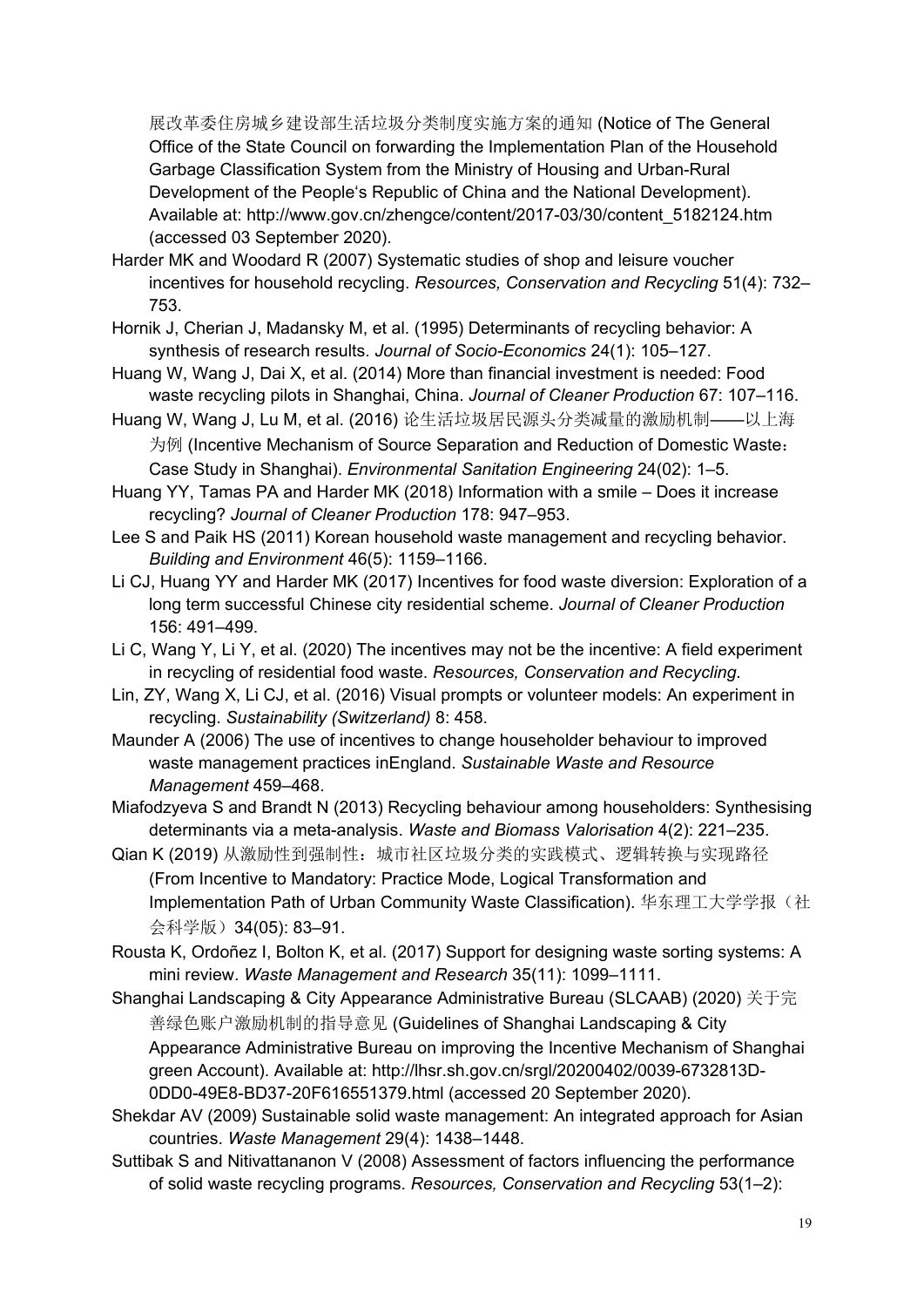展改革委住房城乡建设部生活垃圾分类制度实施方案的通知 (Notice of The General Office of the State Council on forwarding the Implementation Plan of the Household Garbage Classification System from the Ministry of Housing and Urban-Rural Development of the People's Republic of China and the National Development). Available at: http://www.gov.cn/zhengce/content/2017-03/30/content_5182124.htm (accessed 03 September 2020).

Harder MK and Woodard R (2007) Systematic studies of shop and leisure voucher incentives for household recycling. *Resources, Conservation and Recycling* 51(4): 732–753.

Hornik J, Cherian J, Madansky M, et al. (1995) Determinants of recycling behavior: A synthesis of research results. *Journal of Socio-Economics* 24(1): 105–127.

Huang W, Wang J, Dai X, et al. (2014) More than financial investment is needed: Food waste recycling pilots in Shanghai, China. *Journal of Cleaner Production* 67: 107–116.

Huang W, Wang J, Lu M, et al. (2016) 论生活垃圾居民源头分类减量的激励机制——以上海为例 (Incentive Mechanism of Source Separation and Reduction of Domestic Waste：Case Study in Shanghai). *Environmental Sanitation Engineering* 24(02): 1–5.

Huang YY, Tamas PA and Harder MK (2018) Information with a smile – Does it increase recycling? *Journal of Cleaner Production* 178: 947–953.

Lee S and Paik HS (2011) Korean household waste management and recycling behavior. *Building and Environment* 46(5): 1159–1166.

Li CJ, Huang YY and Harder MK (2017) Incentives for food waste diversion: Exploration of a long term successful Chinese city residential scheme. *Journal of Cleaner Production* 156: 491–499.

Li C, Wang Y, Li Y, et al. (2020) The incentives may not be the incentive: A field experiment in recycling of residential food waste. *Resources, Conservation and Recycling*.

Lin, ZY, Wang X, Li CJ, et al. (2016) Visual prompts or volunteer models: An experiment in recycling. *Sustainability (Switzerland)* 8: 458.

Maunder A (2006) The use of incentives to change householder behaviour to improved waste management practices inEngland. *Sustainable Waste and Resource Management* 459–468.

Miafodzyeva S and Brandt N (2013) Recycling behaviour among householders: Synthesising determinants via a meta-analysis. *Waste and Biomass Valorisation* 4(2): 221–235.

Qian K (2019) 从激励性到强制性：城市社区垃圾分类的实践模式、逻辑转换与实现路径 (From Incentive to Mandatory: Practice Mode, Logical Transformation and Implementation Path of Urban Community Waste Classification). 华东理工大学学报（社会科学版）34(05): 83–91.

Rousta K, Ordoñez I, Bolton K, et al. (2017) Support for designing waste sorting systems: A mini review. *Waste Management and Research* 35(11): 1099–1111.

Shanghai Landscaping & City Appearance Administrative Bureau (SLCAAB) (2020) 关于完善绿色账户激励机制的指导意见 (Guidelines of Shanghai Landscaping & City Appearance Administrative Bureau on improving the Incentive Mechanism of Shanghai green Account). Available at: http://lhsr.sh.gov.cn/srgl/20200402/0039-6732813D-0DD0-49E8-BD37-20F616551379.html (accessed 20 September 2020).

Shekdar AV (2009) Sustainable solid waste management: An integrated approach for Asian countries. *Waste Management* 29(4): 1438–1448.

Suttibak S and Nitivattananon V (2008) Assessment of factors influencing the performance of solid waste recycling programs. *Resources, Conservation and Recycling* 53(1–2):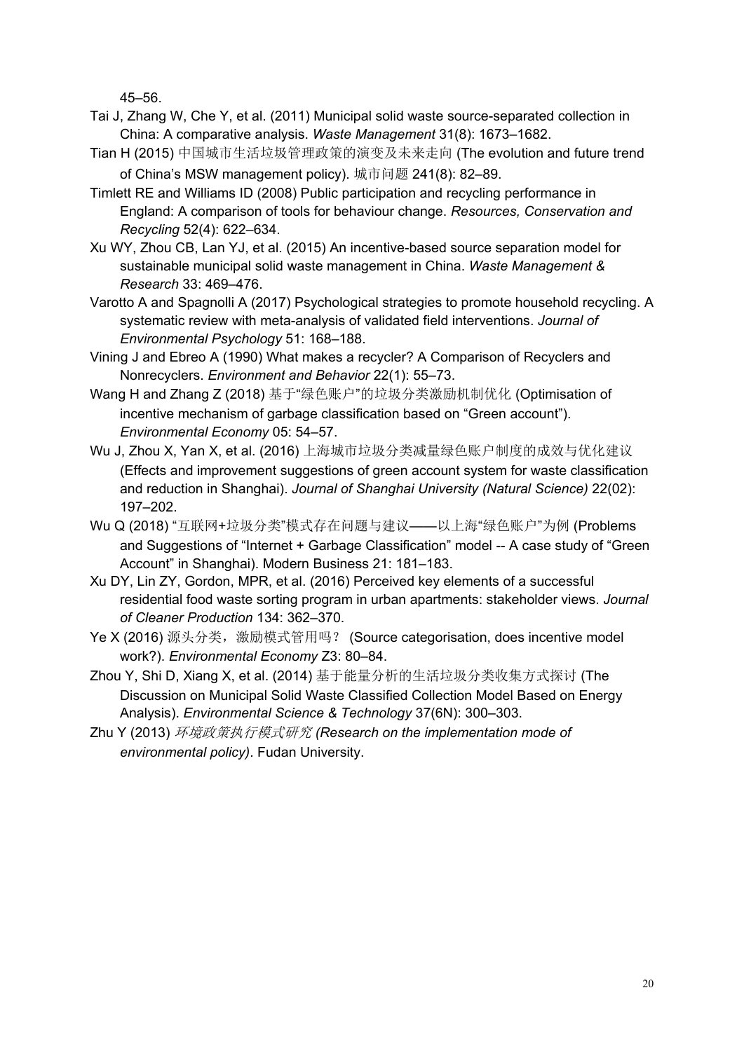45–56.

Tai J, Zhang W, Che Y, et al. (2011) Municipal solid waste source-separated collection in China: A comparative analysis. *Waste Management* 31(8): 1673–1682.

Tian H (2015) 中国城市生活垃圾管理政策的演变及未来走向 (The evolution and future trend of China's MSW management policy). 城市问题 241(8): 82–89.

Timlett RE and Williams ID (2008) Public participation and recycling performance in England: A comparison of tools for behaviour change. *Resources, Conservation and Recycling* 52(4): 622–634.

Xu WY, Zhou CB, Lan YJ, et al. (2015) An incentive-based source separation model for sustainable municipal solid waste management in China. *Waste Management & Research* 33: 469–476.

Varotto A and Spagnolli A (2017) Psychological strategies to promote household recycling. A systematic review with meta-analysis of validated field interventions. *Journal of Environmental Psychology* 51: 168–188.

Vining J and Ebreo A (1990) What makes a recycler? A Comparison of Recyclers and Nonrecyclers. *Environment and Behavior* 22(1): 55–73.

Wang H and Zhang Z (2018) 基于"绿色账户"的垃圾分类激励机制优化 (Optimisation of incentive mechanism of garbage classification based on "Green account"). *Environmental Economy* 05: 54–57.

Wu J, Zhou X, Yan X, et al. (2016) 上海城市垃圾分类减量绿色账户制度的成效与优化建议 (Effects and improvement suggestions of green account system for waste classification and reduction in Shanghai). *Journal of Shanghai University (Natural Science)* 22(02): 197–202.

Wu Q (2018) "互联网+垃圾分类"模式存在问题与建议——以上海"绿色账户"为例 (Problems and Suggestions of "Internet + Garbage Classification" model -- A case study of "Green Account" in Shanghai). Modern Business 21: 181–183.

Xu DY, Lin ZY, Gordon, MPR, et al. (2016) Perceived key elements of a successful residential food waste sorting program in urban apartments: stakeholder views. *Journal of Cleaner Production* 134: 362–370.

Ye X (2016) 源头分类，激励模式管用吗？ (Source categorisation, does incentive model work?). *Environmental Economy* Z3: 80–84.

Zhou Y, Shi D, Xiang X, et al. (2014) 基于能量分析的生活垃圾分类收集方式探讨 (The Discussion on Municipal Solid Waste Classified Collection Model Based on Energy Analysis). *Environmental Science & Technology* 37(6N): 300–303.

Zhu Y (2013) *环境政策执行模式研究 (Research on the implementation mode of environmental policy)*. Fudan University.